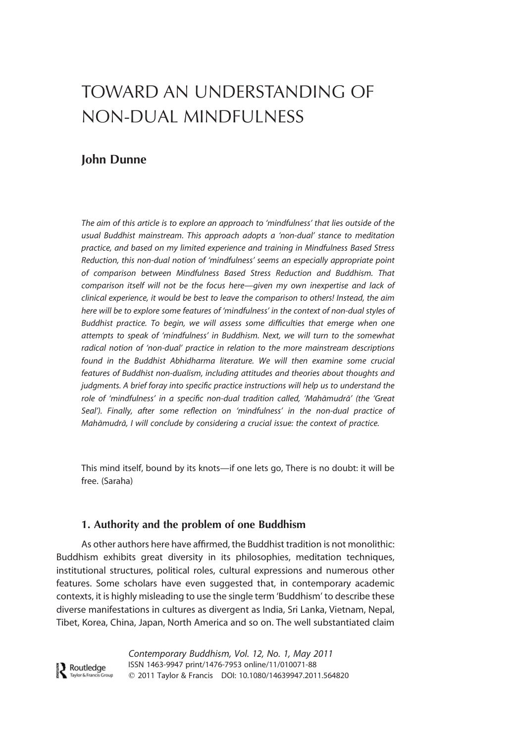# TOWARD AN UNDERSTANDING OF NON-DUAL MINDFULNESS

**John Dunne**

*The aim of this article is to explore an approach to 'mindfulness' that lies outside of the usual Buddhist mainstream. This approach adopts a 'non-dual' stance to meditation practice, and based on my limited experience and training in Mindfulness Based Stress Reduction, this non-dual notion of 'mindfulness' seems an especially appropriate point of comparison between Mindfulness Based Stress Reduction and Buddhism. That comparison itself will not be the focus here—given my own inexpertise and lack of clinical experience, it would be best to leave the comparison to others! Instead, the aim here will be to explore some features of 'mindfulness' in the context of non-dual styles of Buddhist practice. To begin, we will assess some difficulties that emerge when one attempts to speak of 'mindfulness' in Buddhism. Next, we will turn to the somewhat radical notion of 'non-dual' practice in relation to the more mainstream descriptions found in the Buddhist Abhidharma literature. We will then examine some crucial features of Buddhist non-dualism, including attitudes and theories about thoughts and judgments. A brief foray into specific practice instructions will help us to understand the role of 'mindfulness' in a specific non-dual tradition called, 'Mahāmudrā' (the 'Great Seal'). Finally, after some reflection on 'mindfulness' in the non-dual practice of Mahāmudrā, I will conclude by considering a crucial issue: the context of practice.*

This mind itself, bound by its knots—if one lets go, There is no doubt: it will be free. (Saraha)

## 1. Authority and the problem of one Buddhism

As other authors here have affirmed, the Buddhist tradition is not monolithic: Buddhism exhibits great diversity in its philosophies, meditation techniques, institutional structures, political roles, cultural expressions and numerous other features. Some scholars have even suggested that, in contemporary academic contexts, it is highly misleading to use the single term 'Buddhism' to describe these diverse manifestations in cultures as divergent as India, Sri Lanka, Vietnam, Nepal, Tibet, Korea, China, Japan, North America and so on. The well substantiated claim

Contemporary Buddhism, Vol. 12, No. 1, May 2011
ISSN 1463-9947 print/1476-7953 online/11/010071-88
© 2011 Taylor & Francis DOI: 10.1080/14639947.2011.564820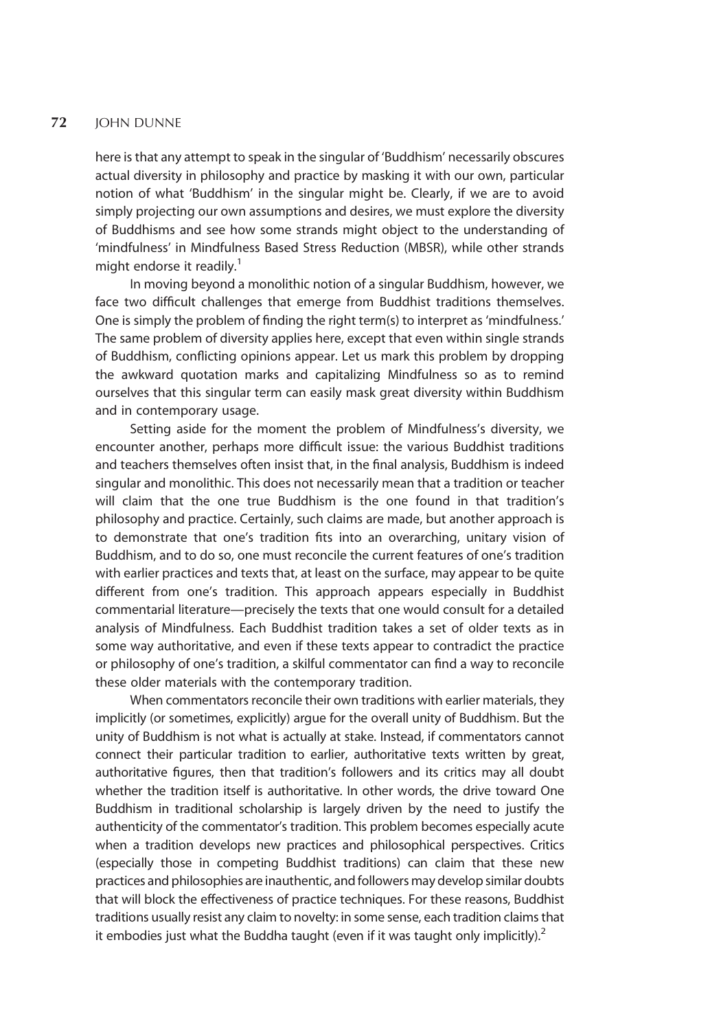here is that any attempt to speak in the singular of 'Buddhism' necessarily obscures actual diversity in philosophy and practice by masking it with our own, particular notion of what 'Buddhism' in the singular might be. Clearly, if we are to avoid simply projecting our own assumptions and desires, we must explore the diversity of Buddhisms and see how some strands might object to the understanding of 'mindfulness' in Mindfulness Based Stress Reduction (MBSR), while other strands might endorse it readily.[1]

In moving beyond a monolithic notion of a singular Buddhism, however, we face two difficult challenges that emerge from Buddhist traditions themselves. One is simply the problem of finding the right term(s) to interpret as 'mindfulness.' The same problem of diversity applies here, except that even within single strands of Buddhism, conflicting opinions appear. Let us mark this problem by dropping the awkward quotation marks and capitalizing Mindfulness so as to remind ourselves that this singular term can easily mask great diversity within Buddhism and in contemporary usage.

Setting aside for the moment the problem of Mindfulness's diversity, we encounter another, perhaps more difficult issue: the various Buddhist traditions and teachers themselves often insist that, in the final analysis, Buddhism is indeed singular and monolithic. This does not necessarily mean that a tradition or teacher will claim that the one true Buddhism is the one found in that tradition's philosophy and practice. Certainly, such claims are made, but another approach is to demonstrate that one's tradition fits into an overarching, unitary vision of Buddhism, and to do so, one must reconcile the current features of one's tradition with earlier practices and texts that, at least on the surface, may appear to be quite different from one's tradition. This approach appears especially in Buddhist commentarial literature—precisely the texts that one would consult for a detailed analysis of Mindfulness. Each Buddhist tradition takes a set of older texts as in some way authoritative, and even if these texts appear to contradict the practice or philosophy of one's tradition, a skilful commentator can find a way to reconcile these older materials with the contemporary tradition.

When commentators reconcile their own traditions with earlier materials, they implicitly (or sometimes, explicitly) argue for the overall unity of Buddhism. But the unity of Buddhism is not what is actually at stake. Instead, if commentators cannot connect their particular tradition to earlier, authoritative texts written by great, authoritative figures, then that tradition's followers and its critics may all doubt whether the tradition itself is authoritative. In other words, the drive toward One Buddhism in traditional scholarship is largely driven by the need to justify the authenticity of the commentator's tradition. This problem becomes especially acute when a tradition develops new practices and philosophical perspectives. Critics (especially those in competing Buddhist traditions) can claim that these new practices and philosophies are inauthentic, and followers may develop similar doubts that will block the effectiveness of practice techniques. For these reasons, Buddhist traditions usually resist any claim to novelty: in some sense, each tradition claims that it embodies just what the Buddha taught (even if it was taught only implicitly).[2]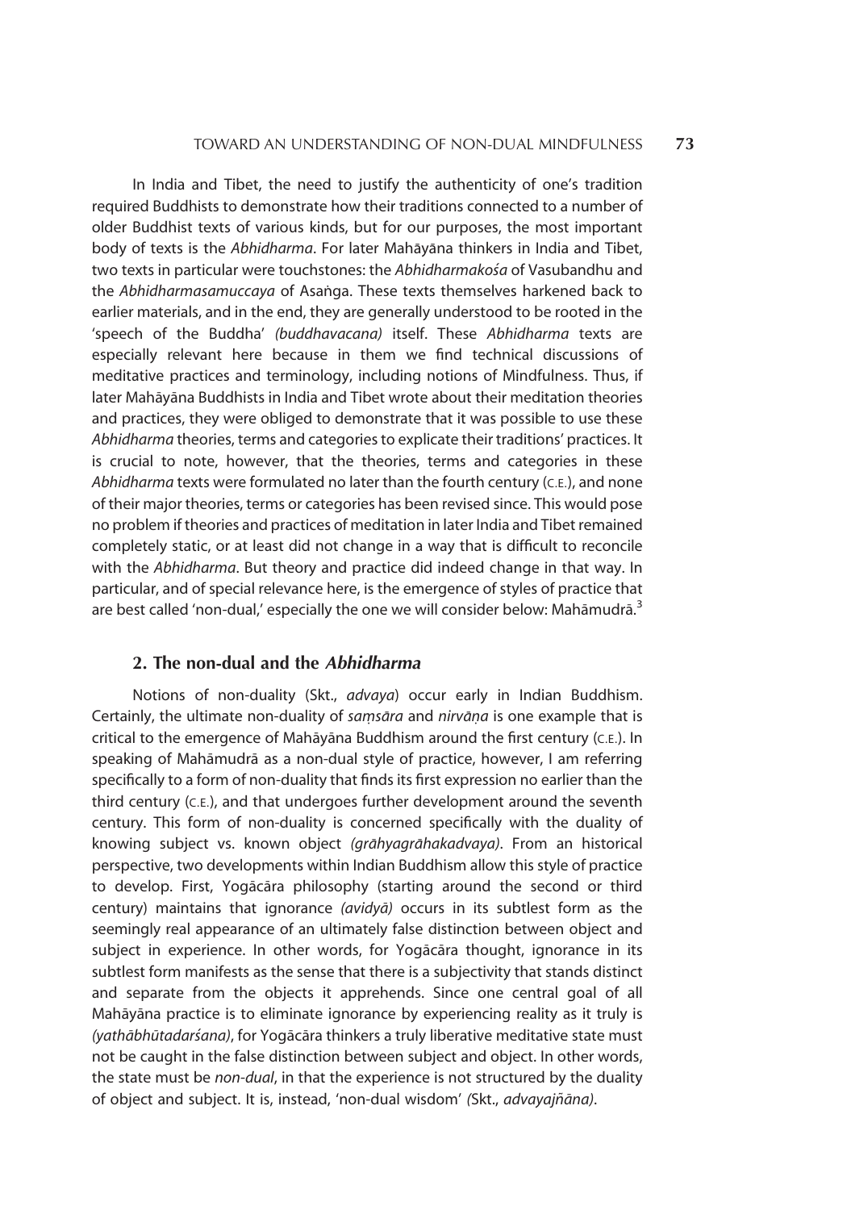In India and Tibet, the need to justify the authenticity of one's tradition required Buddhists to demonstrate how their traditions connected to a number of older Buddhist texts of various kinds, but for our purposes, the most important body of texts is the *Abhidharma*. For later Mahāyāna thinkers in India and Tibet, two texts in particular were touchstones: the *Abhidharmakośa* of Vasubandhu and the *Abhidharmasamuccaya* of Asaṅga. These texts themselves harkened back to earlier materials, and in the end, they are generally understood to be rooted in the 'speech of the Buddha' *(buddhavacana)* itself. These *Abhidharma* texts are especially relevant here because in them we find technical discussions of meditative practices and terminology, including notions of Mindfulness. Thus, if later Mahāyāna Buddhists in India and Tibet wrote about their meditation theories and practices, they were obliged to demonstrate that it was possible to use these *Abhidharma* theories, terms and categories to explicate their traditions' practices. It is crucial to note, however, that the theories, terms and categories in these *Abhidharma* texts were formulated no later than the fourth century (C.E.), and none of their major theories, terms or categories has been revised since. This would pose no problem if theories and practices of meditation in later India and Tibet remained completely static, or at least did not change in a way that is difficult to reconcile with the *Abhidharma*. But theory and practice did indeed change in that way. In particular, and of special relevance here, is the emergence of styles of practice that are best called 'non-dual,' especially the one we will consider below: Mahāmudrā.[3]

## 2. The non-dual and the *Abhidharma*

Notions of non-duality (Skt., *advaya*) occur early in Indian Buddhism. Certainly, the ultimate non-duality of *saṃsāra* and *nirvāṇa* is one example that is critical to the emergence of Mahāyāna Buddhism around the first century (C.E.). In speaking of Mahāmudrā as a non-dual style of practice, however, I am referring specifically to a form of non-duality that finds its first expression no earlier than the third century (C.E.), and that undergoes further development around the seventh century. This form of non-duality is concerned specifically with the duality of knowing subject vs. known object *(grāhyagrāhakadvaya)*. From an historical perspective, two developments within Indian Buddhism allow this style of practice to develop. First, Yogācāra philosophy (starting around the second or third century) maintains that ignorance *(avidyā)* occurs in its subtlest form as the seemingly real appearance of an ultimately false distinction between object and subject in experience. In other words, for Yogācāra thought, ignorance in its subtlest form manifests as the sense that there is a subjectivity that stands distinct and separate from the objects it apprehends. Since one central goal of all Mahāyāna practice is to eliminate ignorance by experiencing reality as it truly is *(yathābhūtadarśana)*, for Yogācāra thinkers a truly liberative meditative state must not be caught in the false distinction between subject and object. In other words, the state must be *non-dual*, in that the experience is not structured by the duality of object and subject. It is, instead, 'non-dual wisdom' *(*Skt., *advayajñāna)*.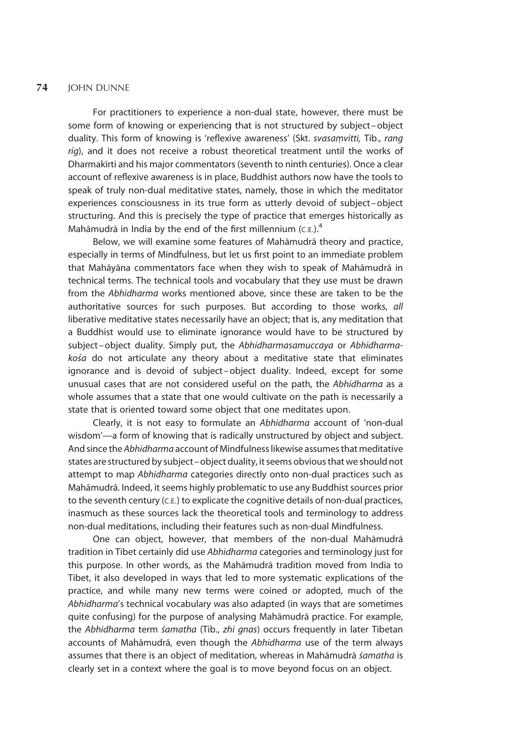For practitioners to experience a non-dual state, however, there must be some form of knowing or experiencing that is not structured by subject–object duality. This form of knowing is 'reflexive awareness' (Skt. *svasaṃvitti,* Tib., *rang rig*), and it does not receive a robust theoretical treatment until the works of Dharmakīrti and his major commentators (seventh to ninth centuries). Once a clear account of reflexive awareness is in place, Buddhist authors now have the tools to speak of truly non-dual meditative states, namely, those in which the meditator experiences consciousness in its true form as utterly devoid of subject–object structuring. And this is precisely the type of practice that emerges historically as Mahāmudrā in India by the end of the first millennium (C.E.).[4]

Below, we will examine some features of Mahāmudrā theory and practice, especially in terms of Mindfulness, but let us first point to an immediate problem that Mahāyāna commentators face when they wish to speak of Mahāmudrā in technical terms. The technical tools and vocabulary that they use must be drawn from the *Abhidharma* works mentioned above, since these are taken to be the authoritative sources for such purposes. But according to those works, *all* liberative meditative states necessarily have an object; that is, any meditation that a Buddhist would use to eliminate ignorance would have to be structured by subject–object duality. Simply put, the *Abhidharmasamuccaya* or *Abhidharmakośa* do not articulate any theory about a meditative state that eliminates ignorance and is devoid of subject–object duality. Indeed, except for some unusual cases that are not considered useful on the path, the *Abhidharma* as a whole assumes that a state that one would cultivate on the path is necessarily a state that is oriented toward some object that one meditates upon.

Clearly, it is not easy to formulate an *Abhidharma* account of 'non-dual wisdom'—a form of knowing that is radically unstructured by object and subject. And since the *Abhidharma* account of Mindfulness likewise assumes that meditative states are structured by subject–object duality, it seems obvious that we should not attempt to map *Abhidharma* categories directly onto non-dual practices such as Mahāmudrā. Indeed, it seems highly problematic to use any Buddhist sources prior to the seventh century (C.E.) to explicate the cognitive details of non-dual practices, inasmuch as these sources lack the theoretical tools and terminology to address non-dual meditations, including their features such as non-dual Mindfulness.

One can object, however, that members of the non-dual Mahāmudrā tradition in Tibet certainly did use *Abhidharma* categories and terminology just for this purpose. In other words, as the Mahāmudrā tradition moved from India to Tibet, it also developed in ways that led to more systematic explications of the practice, and while many new terms were coined or adopted, much of the *Abhidharma*'s technical vocabulary was also adapted (in ways that are sometimes quite confusing) for the purpose of analysing Mahāmudrā practice. For example, the *Abhidharma* term *śamatha* (Tib., *zhi gnas*) occurs frequently in later Tibetan accounts of Mahāmudrā, even though the *Abhidharma* use of the term always assumes that there is an object of meditation, whereas in Mahāmudrā *śamatha* is clearly set in a context where the goal is to move beyond focus on an object.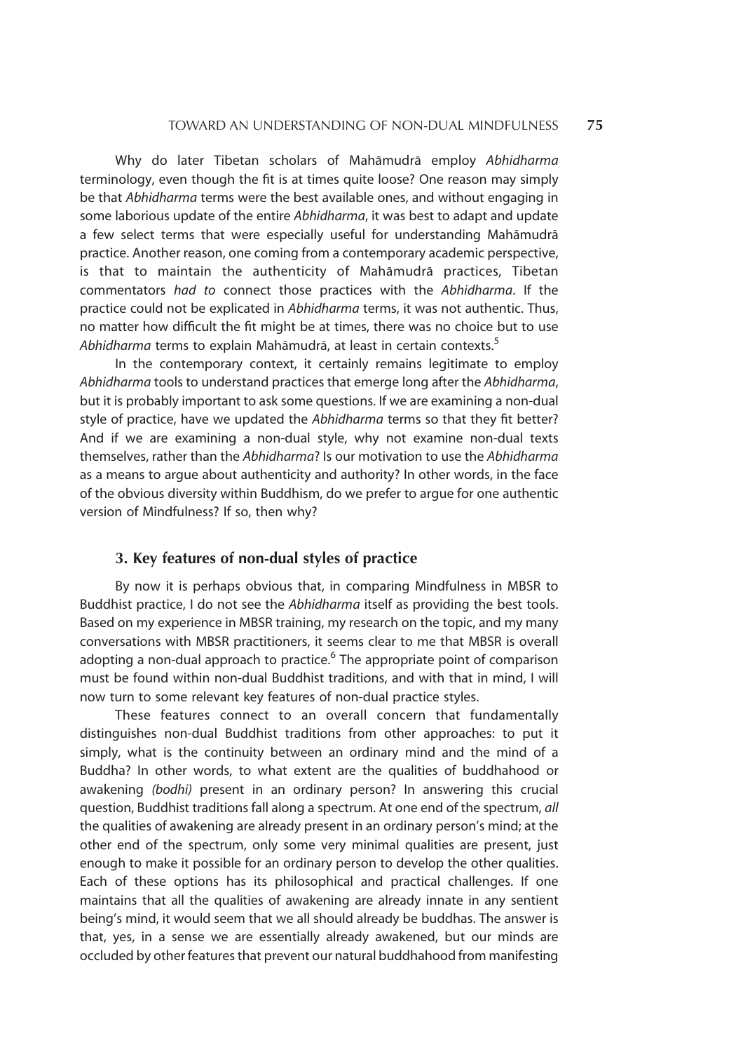Why do later Tibetan scholars of Mahāmudrā employ *Abhidharma* terminology, even though the fit is at times quite loose? One reason may simply be that *Abhidharma* terms were the best available ones, and without engaging in some laborious update of the entire *Abhidharma*, it was best to adapt and update a few select terms that were especially useful for understanding Mahāmudrā practice. Another reason, one coming from a contemporary academic perspective, is that to maintain the authenticity of Mahāmudrā practices, Tibetan commentators *had to* connect those practices with the *Abhidharma*. If the practice could not be explicated in *Abhidharma* terms, it was not authentic. Thus, no matter how difficult the fit might be at times, there was no choice but to use *Abhidharma* terms to explain Mahāmudrā, at least in certain contexts.[5]

In the contemporary context, it certainly remains legitimate to employ *Abhidharma* tools to understand practices that emerge long after the *Abhidharma*, but it is probably important to ask some questions. If we are examining a non-dual style of practice, have we updated the *Abhidharma* terms so that they fit better? And if we are examining a non-dual style, why not examine non-dual texts themselves, rather than the *Abhidharma*? Is our motivation to use the *Abhidharma* as a means to argue about authenticity and authority? In other words, in the face of the obvious diversity within Buddhism, do we prefer to argue for one authentic version of Mindfulness? If so, then why?

### 3. Key features of non-dual styles of practice

By now it is perhaps obvious that, in comparing Mindfulness in MBSR to Buddhist practice, I do not see the *Abhidharma* itself as providing the best tools. Based on my experience in MBSR training, my research on the topic, and my many conversations with MBSR practitioners, it seems clear to me that MBSR is overall adopting a non-dual approach to practice.[6] The appropriate point of comparison must be found within non-dual Buddhist traditions, and with that in mind, I will now turn to some relevant key features of non-dual practice styles.

These features connect to an overall concern that fundamentally distinguishes non-dual Buddhist traditions from other approaches: to put it simply, what is the continuity between an ordinary mind and the mind of a Buddha? In other words, to what extent are the qualities of buddhahood or awakening *(bodhi)* present in an ordinary person? In answering this crucial question, Buddhist traditions fall along a spectrum. At one end of the spectrum, *all* the qualities of awakening are already present in an ordinary person's mind; at the other end of the spectrum, only some very minimal qualities are present, just enough to make it possible for an ordinary person to develop the other qualities. Each of these options has its philosophical and practical challenges. If one maintains that all the qualities of awakening are already innate in any sentient being's mind, it would seem that we all should already be buddhas. The answer is that, yes, in a sense we are essentially already awakened, but our minds are occluded by other features that prevent our natural buddhahood from manifesting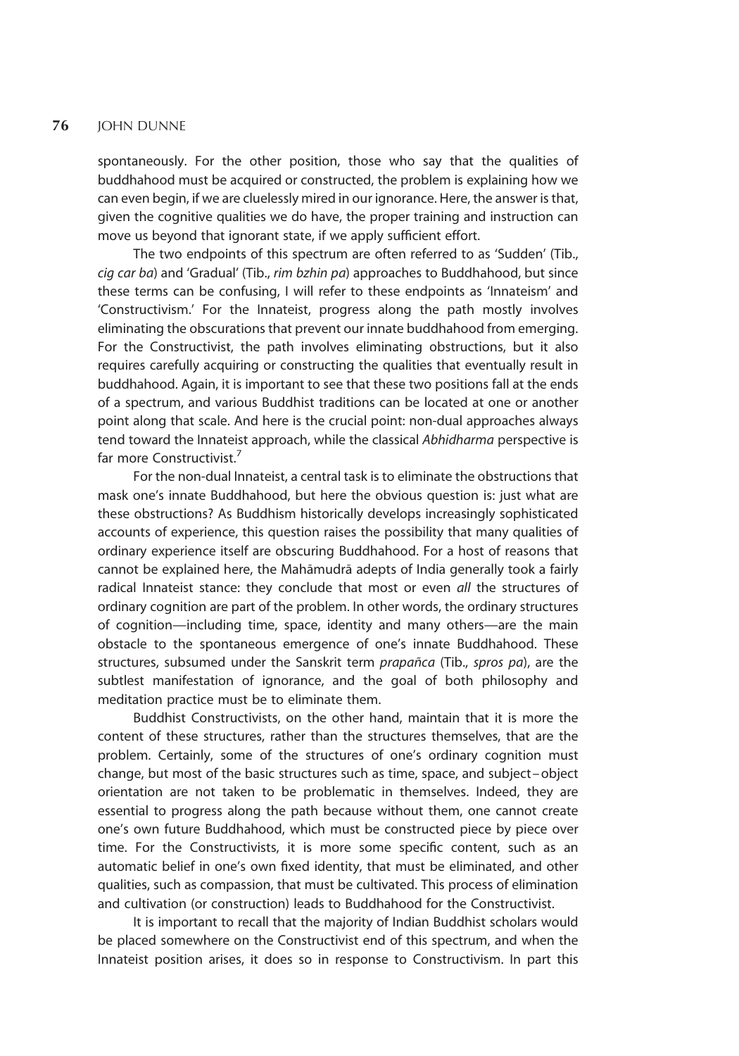spontaneously. For the other position, those who say that the qualities of buddhahood must be acquired or constructed, the problem is explaining how we can even begin, if we are cluelessly mired in our ignorance. Here, the answer is that, given the cognitive qualities we do have, the proper training and instruction can move us beyond that ignorant state, if we apply sufficient effort.

The two endpoints of this spectrum are often referred to as 'Sudden' (Tib., *cig car ba*) and 'Gradual' (Tib., *rim bzhin pa*) approaches to Buddhahood, but since these terms can be confusing, I will refer to these endpoints as 'Innateism' and 'Constructivism.' For the Innateist, progress along the path mostly involves eliminating the obscurations that prevent our innate buddhahood from emerging. For the Constructivist, the path involves eliminating obstructions, but it also requires carefully acquiring or constructing the qualities that eventually result in buddhahood. Again, it is important to see that these two positions fall at the ends of a spectrum, and various Buddhist traditions can be located at one or another point along that scale. And here is the crucial point: non-dual approaches always tend toward the Innateist approach, while the classical *Abhidharma* perspective is far more Constructivist.[7]

For the non-dual Innateist, a central task is to eliminate the obstructions that mask one's innate Buddhahood, but here the obvious question is: just what are these obstructions? As Buddhism historically develops increasingly sophisticated accounts of experience, this question raises the possibility that many qualities of ordinary experience itself are obscuring Buddhahood. For a host of reasons that cannot be explained here, the Mahāmudrā adepts of India generally took a fairly radical Innateist stance: they conclude that most or even *all* the structures of ordinary cognition are part of the problem. In other words, the ordinary structures of cognition—including time, space, identity and many others—are the main obstacle to the spontaneous emergence of one's innate Buddhahood. These structures, subsumed under the Sanskrit term *prapañca* (Tib., *spros pa*), are the subtlest manifestation of ignorance, and the goal of both philosophy and meditation practice must be to eliminate them.

Buddhist Constructivists, on the other hand, maintain that it is more the content of these structures, rather than the structures themselves, that are the problem. Certainly, some of the structures of one's ordinary cognition must change, but most of the basic structures such as time, space, and subject–object orientation are not taken to be problematic in themselves. Indeed, they are essential to progress along the path because without them, one cannot create one's own future Buddhahood, which must be constructed piece by piece over time. For the Constructivists, it is more some specific content, such as an automatic belief in one's own fixed identity, that must be eliminated, and other qualities, such as compassion, that must be cultivated. This process of elimination and cultivation (or construction) leads to Buddhahood for the Constructivist.

It is important to recall that the majority of Indian Buddhist scholars would be placed somewhere on the Constructivist end of this spectrum, and when the Innateist position arises, it does so in response to Constructivism. In part this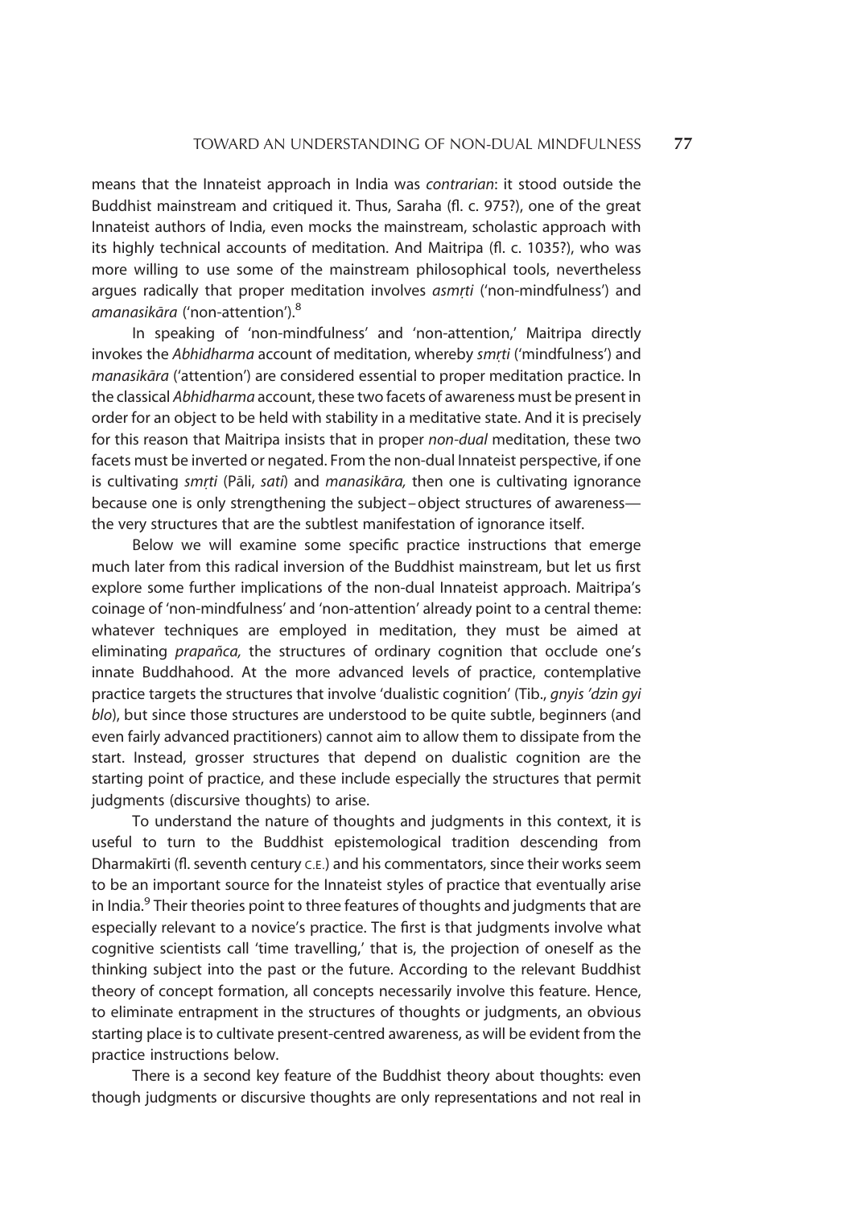means that the Innateist approach in India was *contrarian*: it stood outside the Buddhist mainstream and critiqued it. Thus, Saraha (fl. c. 975?), one of the great Innateist authors of India, even mocks the mainstream, scholastic approach with its highly technical accounts of meditation. And Maitripa (fl. c. 1035?), who was more willing to use some of the mainstream philosophical tools, nevertheless argues radically that proper meditation involves *asmṛti* ('non-mindfulness') and *amanasikāra* ('non-attention').[8]

In speaking of 'non-mindfulness' and 'non-attention,' Maitripa directly invokes the *Abhidharma* account of meditation, whereby *smṛti* ('mindfulness') and *manasikāra* ('attention') are considered essential to proper meditation practice. In the classical *Abhidharma* account, these two facets of awareness must be present in order for an object to be held with stability in a meditative state. And it is precisely for this reason that Maitripa insists that in proper *non-dual* meditation, these two facets must be inverted or negated. From the non-dual Innateist perspective, if one is cultivating *smṛti* (Pāli, *sati*) and *manasikāra,* then one is cultivating ignorance because one is only strengthening the subject–object structures of awareness—the very structures that are the subtlest manifestation of ignorance itself.

Below we will examine some specific practice instructions that emerge much later from this radical inversion of the Buddhist mainstream, but let us first explore some further implications of the non-dual Innateist approach. Maitripa's coinage of 'non-mindfulness' and 'non-attention' already point to a central theme: whatever techniques are employed in meditation, they must be aimed at eliminating *prapañca,* the structures of ordinary cognition that occlude one's innate Buddhahood. At the more advanced levels of practice, contemplative practice targets the structures that involve 'dualistic cognition' (Tib., *gnyis 'dzin gyi blo*), but since those structures are understood to be quite subtle, beginners (and even fairly advanced practitioners) cannot aim to allow them to dissipate from the start. Instead, grosser structures that depend on dualistic cognition are the starting point of practice, and these include especially the structures that permit judgments (discursive thoughts) to arise.

To understand the nature of thoughts and judgments in this context, it is useful to turn to the Buddhist epistemological tradition descending from Dharmakīrti (fl. seventh century C.E.) and his commentators, since their works seem to be an important source for the Innateist styles of practice that eventually arise in India.[9] Their theories point to three features of thoughts and judgments that are especially relevant to a novice's practice. The first is that judgments involve what cognitive scientists call 'time travelling,' that is, the projection of oneself as the thinking subject into the past or the future. According to the relevant Buddhist theory of concept formation, all concepts necessarily involve this feature. Hence, to eliminate entrapment in the structures of thoughts or judgments, an obvious starting place is to cultivate present-centred awareness, as will be evident from the practice instructions below.

There is a second key feature of the Buddhist theory about thoughts: even though judgments or discursive thoughts are only representations and not real in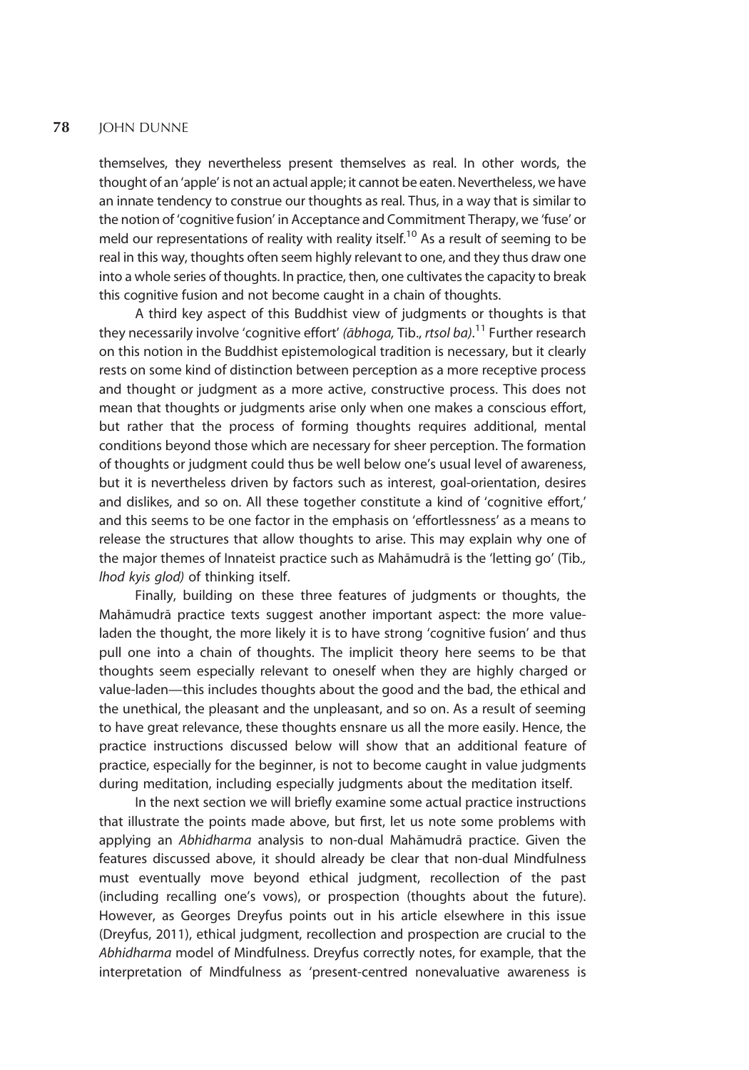themselves, they nevertheless present themselves as real. In other words, the thought of an 'apple' is not an actual apple; it cannot be eaten. Nevertheless, we have an innate tendency to construe our thoughts as real. Thus, in a way that is similar to the notion of 'cognitive fusion' in Acceptance and Commitment Therapy, we 'fuse' or meld our representations of reality with reality itself.[10] As a result of seeming to be real in this way, thoughts often seem highly relevant to one, and they thus draw one into a whole series of thoughts. In practice, then, one cultivates the capacity to break this cognitive fusion and not become caught in a chain of thoughts.

A third key aspect of this Buddhist view of judgments or thoughts is that they necessarily involve 'cognitive effort' *(ābhoga,* Tib., *rtsol ba)*.[11] Further research on this notion in the Buddhist epistemological tradition is necessary, but it clearly rests on some kind of distinction between perception as a more receptive process and thought or judgment as a more active, constructive process. This does not mean that thoughts or judgments arise only when one makes a conscious effort, but rather that the process of forming thoughts requires additional, mental conditions beyond those which are necessary for sheer perception. The formation of thoughts or judgment could thus be well below one's usual level of awareness, but it is nevertheless driven by factors such as interest, goal-orientation, desires and dislikes, and so on. All these together constitute a kind of 'cognitive effort,' and this seems to be one factor in the emphasis on 'effortlessness' as a means to release the structures that allow thoughts to arise. This may explain why one of the major themes of Innateist practice such as Mahāmudrā is the 'letting go' (Tib., *lhod kyis glod)* of thinking itself.

Finally, building on these three features of judgments or thoughts, the Mahāmudrā practice texts suggest another important aspect: the more value-laden the thought, the more likely it is to have strong 'cognitive fusion' and thus pull one into a chain of thoughts. The implicit theory here seems to be that thoughts seem especially relevant to oneself when they are highly charged or value-laden—this includes thoughts about the good and the bad, the ethical and the unethical, the pleasant and the unpleasant, and so on. As a result of seeming to have great relevance, these thoughts ensnare us all the more easily. Hence, the practice instructions discussed below will show that an additional feature of practice, especially for the beginner, is not to become caught in value judgments during meditation, including especially judgments about the meditation itself.

In the next section we will briefly examine some actual practice instructions that illustrate the points made above, but first, let us note some problems with applying an *Abhidharma* analysis to non-dual Mahāmudrā practice. Given the features discussed above, it should already be clear that non-dual Mindfulness must eventually move beyond ethical judgment, recollection of the past (including recalling one's vows), or prospection (thoughts about the future). However, as Georges Dreyfus points out in his article elsewhere in this issue (Dreyfus, 2011), ethical judgment, recollection and prospection are crucial to the *Abhidharma* model of Mindfulness. Dreyfus correctly notes, for example, that the interpretation of Mindfulness as 'present-centred nonevaluative awareness is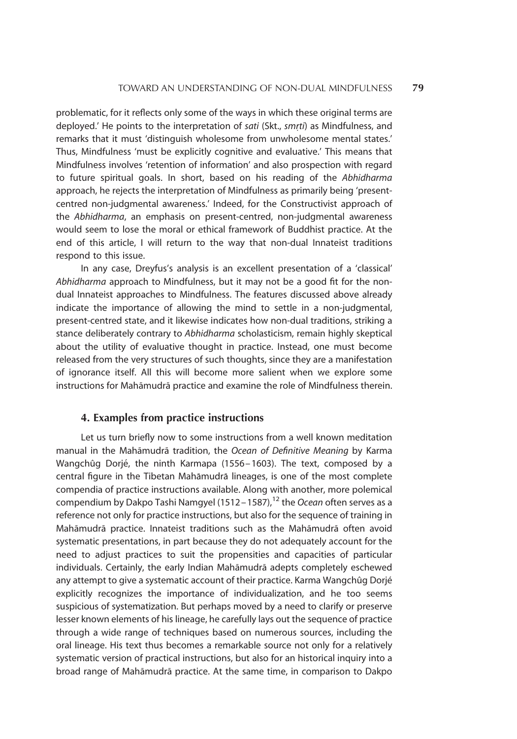problematic, for it reflects only some of the ways in which these original terms are deployed.' He points to the interpretation of *sati* (Skt., *smṛti*) as Mindfulness, and remarks that it must 'distinguish wholesome from unwholesome mental states.' Thus, Mindfulness 'must be explicitly cognitive and evaluative.' This means that Mindfulness involves 'retention of information' and also prospection with regard to future spiritual goals. In short, based on his reading of the *Abhidharma* approach, he rejects the interpretation of Mindfulness as primarily being 'present-centred non-judgmental awareness.' Indeed, for the Constructivist approach of the *Abhidharma*, an emphasis on present-centred, non-judgmental awareness would seem to lose the moral or ethical framework of Buddhist practice. At the end of this article, I will return to the way that non-dual Innateist traditions respond to this issue.

In any case, Dreyfus's analysis is an excellent presentation of a 'classical' *Abhidharma* approach to Mindfulness, but it may not be a good fit for the non-dual Innateist approaches to Mindfulness. The features discussed above already indicate the importance of allowing the mind to settle in a non-judgmental, present-centred state, and it likewise indicates how non-dual traditions, striking a stance deliberately contrary to *Abhidharma* scholasticism, remain highly skeptical about the utility of evaluative thought in practice. Instead, one must become released from the very structures of such thoughts, since they are a manifestation of ignorance itself. All this will become more salient when we explore some instructions for Mahāmudrā practice and examine the role of Mindfulness therein.

## 4. Examples from practice instructions

Let us turn briefly now to some instructions from a well known meditation manual in the Mahāmudrā tradition, the *Ocean of Definitive Meaning* by Karma Wangchûg Dorjé, the ninth Karmapa (1556–1603). The text, composed by a central figure in the Tibetan Mahāmudrā lineages, is one of the most complete compendia of practice instructions available. Along with another, more polemical compendium by Dakpo Tashi Namgyel (1512–1587),[12] the *Ocean* often serves as a reference not only for practice instructions, but also for the sequence of training in Mahāmudrā practice. Innateist traditions such as the Mahāmudrā often avoid systematic presentations, in part because they do not adequately account for the need to adjust practices to suit the propensities and capacities of particular individuals. Certainly, the early Indian Mahāmudrā adepts completely eschewed any attempt to give a systematic account of their practice. Karma Wangchûg Dorjé explicitly recognizes the importance of individualization, and he too seems suspicious of systematization. But perhaps moved by a need to clarify or preserve lesser known elements of his lineage, he carefully lays out the sequence of practice through a wide range of techniques based on numerous sources, including the oral lineage. His text thus becomes a remarkable source not only for a relatively systematic version of practical instructions, but also for an historical inquiry into a broad range of Mahāmudrā practice. At the same time, in comparison to Dakpo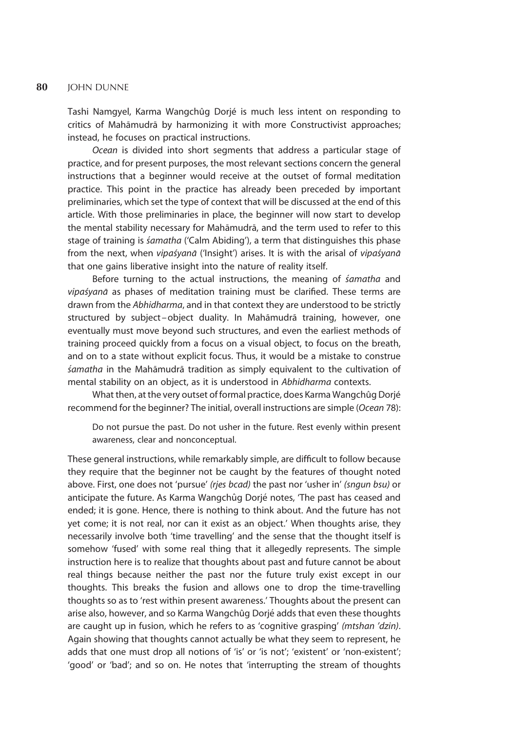Tashi Namgyel, Karma Wangchûg Dorjé is much less intent on responding to critics of Mahāmudrā by harmonizing it with more Constructivist approaches; instead, he focuses on practical instructions.

*Ocean* is divided into short segments that address a particular stage of practice, and for present purposes, the most relevant sections concern the general instructions that a beginner would receive at the outset of formal meditation practice. This point in the practice has already been preceded by important preliminaries, which set the type of context that will be discussed at the end of this article. With those preliminaries in place, the beginner will now start to develop the mental stability necessary for Mahāmudrā, and the term used to refer to this stage of training is *śamatha* ('Calm Abiding'), a term that distinguishes this phase from the next, when *vipaśyanā* ('Insight') arises. It is with the arisal of *vipaśyanā* that one gains liberative insight into the nature of reality itself.

Before turning to the actual instructions, the meaning of *śamatha* and *vipaśyanā* as phases of meditation training must be clarified. These terms are drawn from the *Abhidharma*, and in that context they are understood to be strictly structured by subject–object duality. In Mahāmudrā training, however, one eventually must move beyond such structures, and even the earliest methods of training proceed quickly from a focus on a visual object, to focus on the breath, and on to a state without explicit focus. Thus, it would be a mistake to construe *śamatha* in the Mahāmudrā tradition as simply equivalent to the cultivation of mental stability on an object, as it is understood in *Abhidharma* contexts.

What then, at the very outset of formal practice, does Karma Wangchûg Dorjé recommend for the beginner? The initial, overall instructions are simple (*Ocean* 78):

> Do not pursue the past. Do not usher in the future. Rest evenly within present awareness, clear and nonconceptual.

These general instructions, while remarkably simple, are difficult to follow because they require that the beginner not be caught by the features of thought noted above. First, one does not 'pursue' *(rjes bcad)* the past nor 'usher in' *(sngun bsu)* or anticipate the future. As Karma Wangchûg Dorjé notes, 'The past has ceased and ended; it is gone. Hence, there is nothing to think about. And the future has not yet come; it is not real, nor can it exist as an object.' When thoughts arise, they necessarily involve both 'time travelling' and the sense that the thought itself is somehow 'fused' with some real thing that it allegedly represents. The simple instruction here is to realize that thoughts about past and future cannot be about real things because neither the past nor the future truly exist except in our thoughts. This breaks the fusion and allows one to drop the time-travelling thoughts so as to 'rest within present awareness.' Thoughts about the present can arise also, however, and so Karma Wangchûg Dorjé adds that even these thoughts are caught up in fusion, which he refers to as 'cognitive grasping' *(mtshan 'dzin)*. Again showing that thoughts cannot actually be what they seem to represent, he adds that one must drop all notions of 'is' or 'is not'; 'existent' or 'non-existent'; 'good' or 'bad'; and so on. He notes that 'interrupting the stream of thoughts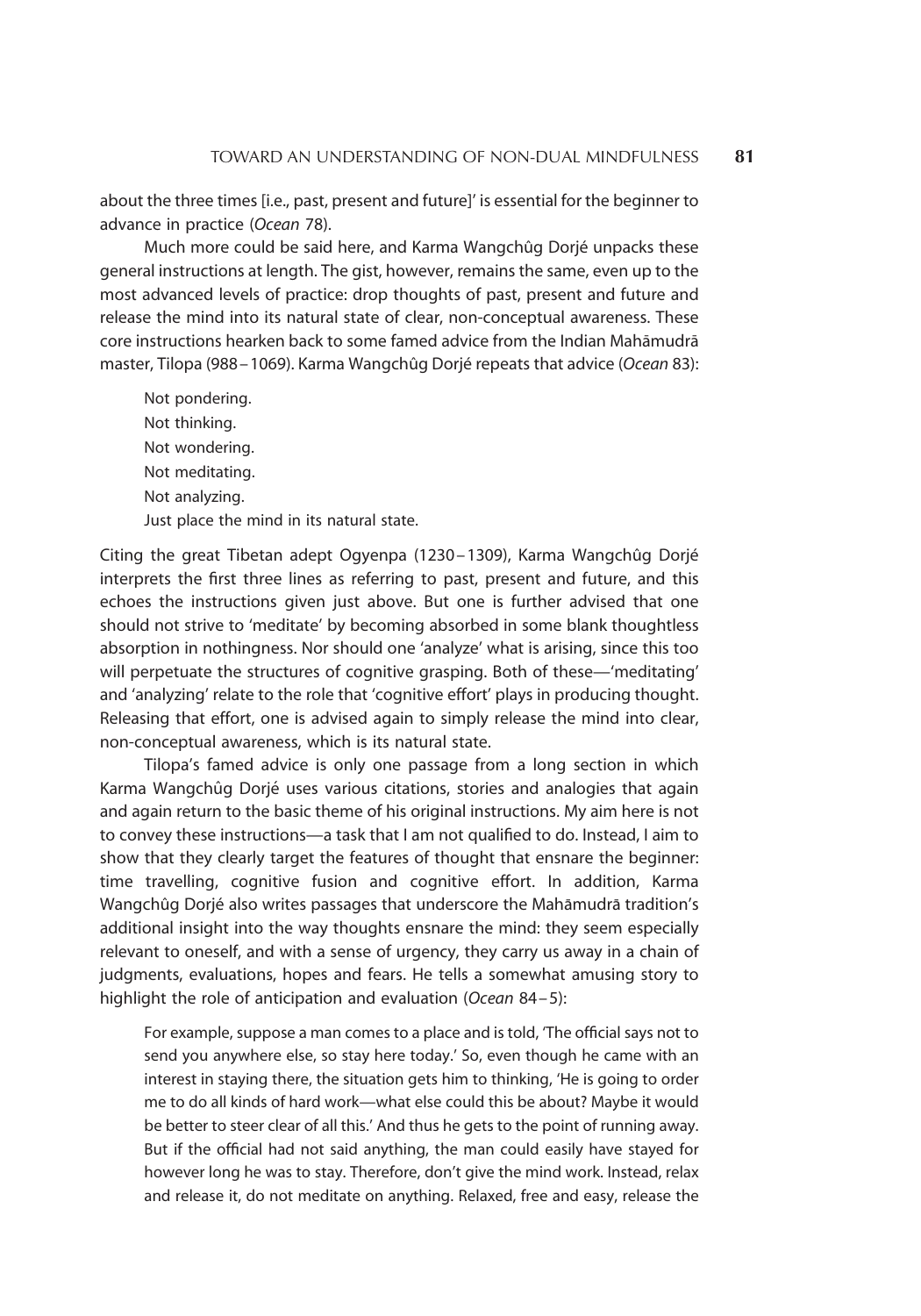about the three times [i.e., past, present and future]' is essential for the beginner to advance in practice (*Ocean* 78).

Much more could be said here, and Karma Wangchûg Dorjé unpacks these general instructions at length. The gist, however, remains the same, even up to the most advanced levels of practice: drop thoughts of past, present and future and release the mind into its natural state of clear, non-conceptual awareness. These core instructions hearken back to some famed advice from the Indian Mahāmudrā master, Tilopa (988 – 1069). Karma Wangchûg Dorjé repeats that advice (*Ocean* 83):

> Not pondering.
> Not thinking.
> Not wondering.
> Not meditating.
> Not analyzing.
> Just place the mind in its natural state.

Citing the great Tibetan adept Ogyenpa (1230 – 1309), Karma Wangchûg Dorjé interprets the first three lines as referring to past, present and future, and this echoes the instructions given just above. But one is further advised that one should not strive to 'meditate' by becoming absorbed in some blank thoughtless absorption in nothingness. Nor should one 'analyze' what is arising, since this too will perpetuate the structures of cognitive grasping. Both of these—'meditating' and 'analyzing' relate to the role that 'cognitive effort' plays in producing thought. Releasing that effort, one is advised again to simply release the mind into clear, non-conceptual awareness, which is its natural state.

Tilopa's famed advice is only one passage from a long section in which Karma Wangchûg Dorjé uses various citations, stories and analogies that again and again return to the basic theme of his original instructions. My aim here is not to convey these instructions—a task that I am not qualified to do. Instead, I aim to show that they clearly target the features of thought that ensnare the beginner: time travelling, cognitive fusion and cognitive effort. In addition, Karma Wangchûg Dorjé also writes passages that underscore the Mahāmudrā tradition's additional insight into the way thoughts ensnare the mind: they seem especially relevant to oneself, and with a sense of urgency, they carry us away in a chain of judgments, evaluations, hopes and fears. He tells a somewhat amusing story to highlight the role of anticipation and evaluation (*Ocean* 84 – 5):

> For example, suppose a man comes to a place and is told, 'The official says not to send you anywhere else, so stay here today.' So, even though he came with an interest in staying there, the situation gets him to thinking, 'He is going to order me to do all kinds of hard work—what else could this be about? Maybe it would be better to steer clear of all this.' And thus he gets to the point of running away. But if the official had not said anything, the man could easily have stayed for however long he was to stay. Therefore, don't give the mind work. Instead, relax and release it, do not meditate on anything. Relaxed, free and easy, release the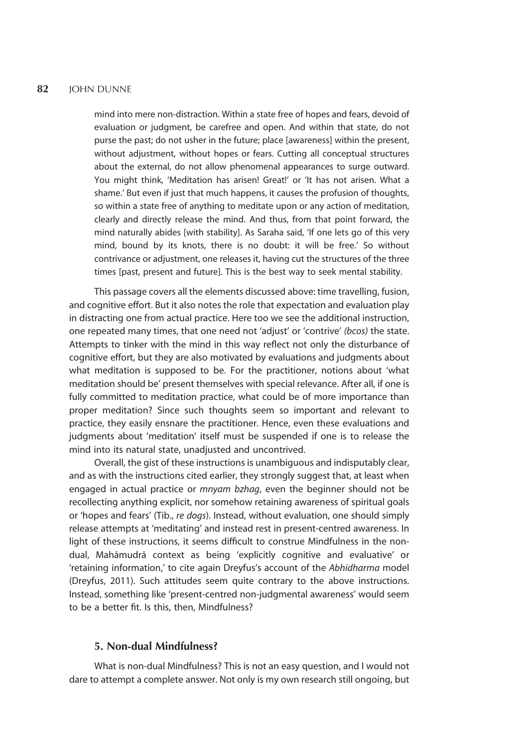> mind into mere non-distraction. Within a state free of hopes and fears, devoid of evaluation or judgment, be carefree and open. And within that state, do not purse the past; do not usher in the future; place [awareness] within the present, without adjustment, without hopes or fears. Cutting all conceptual structures about the external, do not allow phenomenal appearances to surge outward. You might think, 'Meditation has arisen! Great!' or 'It has not arisen. What a shame.' But even if just that much happens, it causes the profusion of thoughts, so within a state free of anything to meditate upon or any action of meditation, clearly and directly release the mind. And thus, from that point forward, the mind naturally abides [with stability]. As Saraha said, 'If one lets go of this very mind, bound by its knots, there is no doubt: it will be free.' So without contrivance or adjustment, one releases it, having cut the structures of the three times [past, present and future]. This is the best way to seek mental stability.

This passage covers all the elements discussed above: time travelling, fusion, and cognitive effort. But it also notes the role that expectation and evaluation play in distracting one from actual practice. Here too we see the additional instruction, one repeated many times, that one need not 'adjust' or 'contrive' *(bcos)* the state. Attempts to tinker with the mind in this way reflect not only the disturbance of cognitive effort, but they are also motivated by evaluations and judgments about what meditation is supposed to be. For the practitioner, notions about 'what meditation should be' present themselves with special relevance. After all, if one is fully committed to meditation practice, what could be of more importance than proper meditation? Since such thoughts seem so important and relevant to practice, they easily ensnare the practitioner. Hence, even these evaluations and judgments about 'meditation' itself must be suspended if one is to release the mind into its natural state, unadjusted and uncontrived.

Overall, the gist of these instructions is unambiguous and indisputably clear, and as with the instructions cited earlier, they strongly suggest that, at least when engaged in actual practice or *mnyam bzhag*, even the beginner should not be recollecting anything explicit, nor somehow retaining awareness of spiritual goals or 'hopes and fears' (Tib., *re dogs*). Instead, without evaluation, one should simply release attempts at 'meditating' and instead rest in present-centred awareness. In light of these instructions, it seems difficult to construe Mindfulness in the non-dual, Mahāmudrā context as being 'explicitly cognitive and evaluative' or 'retaining information,' to cite again Dreyfus's account of the *Abhidharma* model (Dreyfus, 2011). Such attitudes seem quite contrary to the above instructions. Instead, something like 'present-centred non-judgmental awareness' would seem to be a better fit. Is this, then, Mindfulness?

## 5. Non-dual Mindfulness?

What is non-dual Mindfulness? This is not an easy question, and I would not dare to attempt a complete answer. Not only is my own research still ongoing, but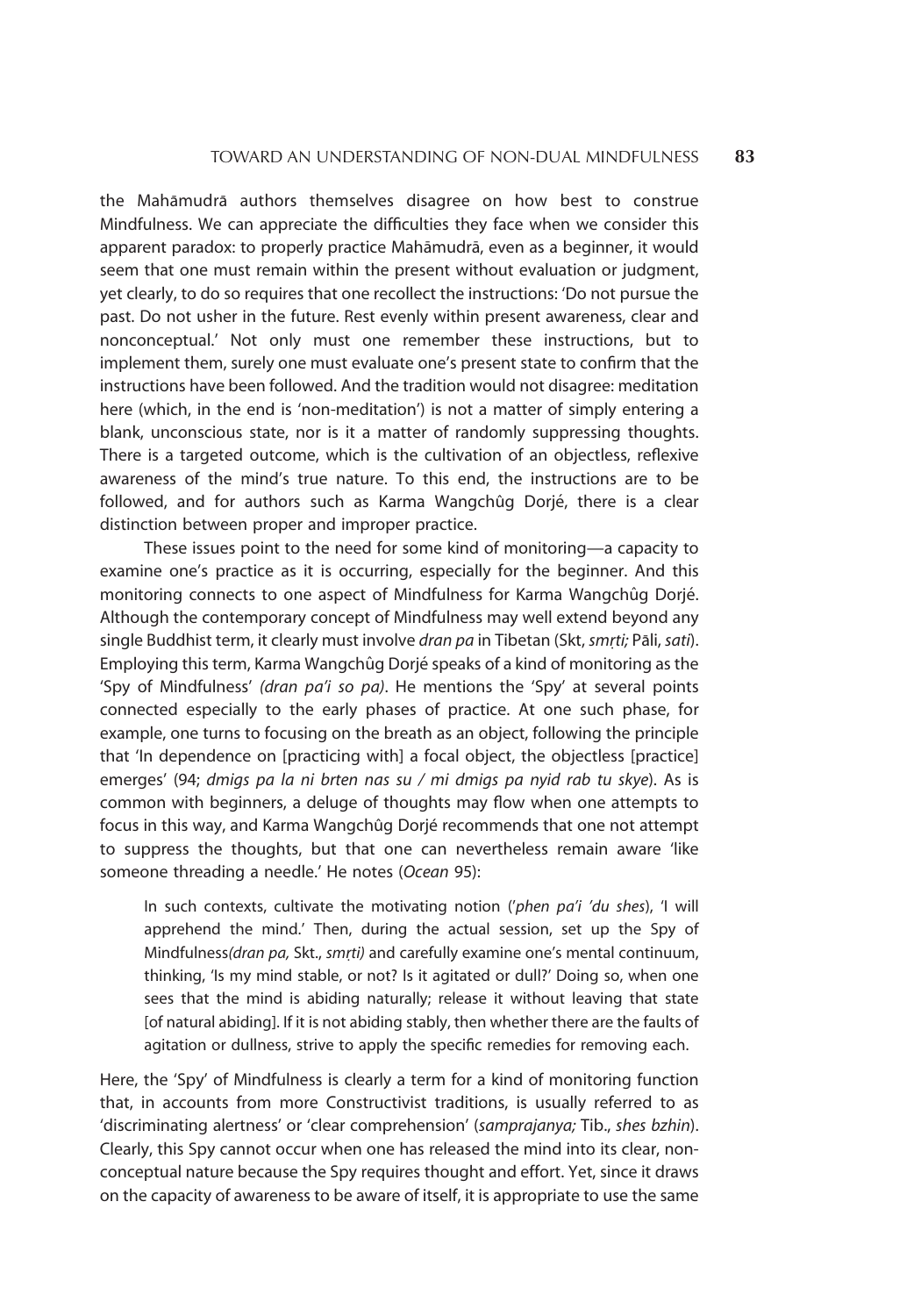the Mahāmudrā authors themselves disagree on how best to construe Mindfulness. We can appreciate the difficulties they face when we consider this apparent paradox: to properly practice Mahāmudrā, even as a beginner, it would seem that one must remain within the present without evaluation or judgment, yet clearly, to do so requires that one recollect the instructions: 'Do not pursue the past. Do not usher in the future. Rest evenly within present awareness, clear and nonconceptual.' Not only must one remember these instructions, but to implement them, surely one must evaluate one's present state to confirm that the instructions have been followed. And the tradition would not disagree: meditation here (which, in the end is 'non-meditation') is not a matter of simply entering a blank, unconscious state, nor is it a matter of randomly suppressing thoughts. There is a targeted outcome, which is the cultivation of an objectless, reflexive awareness of the mind's true nature. To this end, the instructions are to be followed, and for authors such as Karma Wangchûg Dorjé, there is a clear distinction between proper and improper practice.

These issues point to the need for some kind of monitoring—a capacity to examine one's practice as it is occurring, especially for the beginner. And this monitoring connects to one aspect of Mindfulness for Karma Wangchûg Dorjé. Although the contemporary concept of Mindfulness may well extend beyond any single Buddhist term, it clearly must involve *dran pa* in Tibetan (Skt, *smṛti;* Pāli, *sati*). Employing this term, Karma Wangchûg Dorjé speaks of a kind of monitoring as the 'Spy of Mindfulness' *(dran pa'i so pa)*. He mentions the 'Spy' at several points connected especially to the early phases of practice. At one such phase, for example, one turns to focusing on the breath as an object, following the principle that 'In dependence on [practicing with] a focal object, the objectless [practice] emerges' (94; *dmigs pa la ni brten nas su / mi dmigs pa nyid rab tu skye*). As is common with beginners, a deluge of thoughts may flow when one attempts to focus in this way, and Karma Wangchûg Dorjé recommends that one not attempt to suppress the thoughts, but that one can nevertheless remain aware 'like someone threading a needle.' He notes (*Ocean* 95):

> In such contexts, cultivate the motivating notion (*'phen pa'i 'du shes*), 'I will apprehend the mind.' Then, during the actual session, set up the Spy of Mindfulness*(dran pa,* Skt., *smṛti)* and carefully examine one's mental continuum, thinking, 'Is my mind stable, or not? Is it agitated or dull?' Doing so, when one sees that the mind is abiding naturally; release it without leaving that state [of natural abiding]. If it is not abiding stably, then whether there are the faults of agitation or dullness, strive to apply the specific remedies for removing each.

Here, the 'Spy' of Mindfulness is clearly a term for a kind of monitoring function that, in accounts from more Constructivist traditions, is usually referred to as 'discriminating alertness' or 'clear comprehension' (*samprajanya;* Tib., *shes bzhin*). Clearly, this Spy cannot occur when one has released the mind into its clear, non-conceptual nature because the Spy requires thought and effort. Yet, since it draws on the capacity of awareness to be aware of itself, it is appropriate to use the same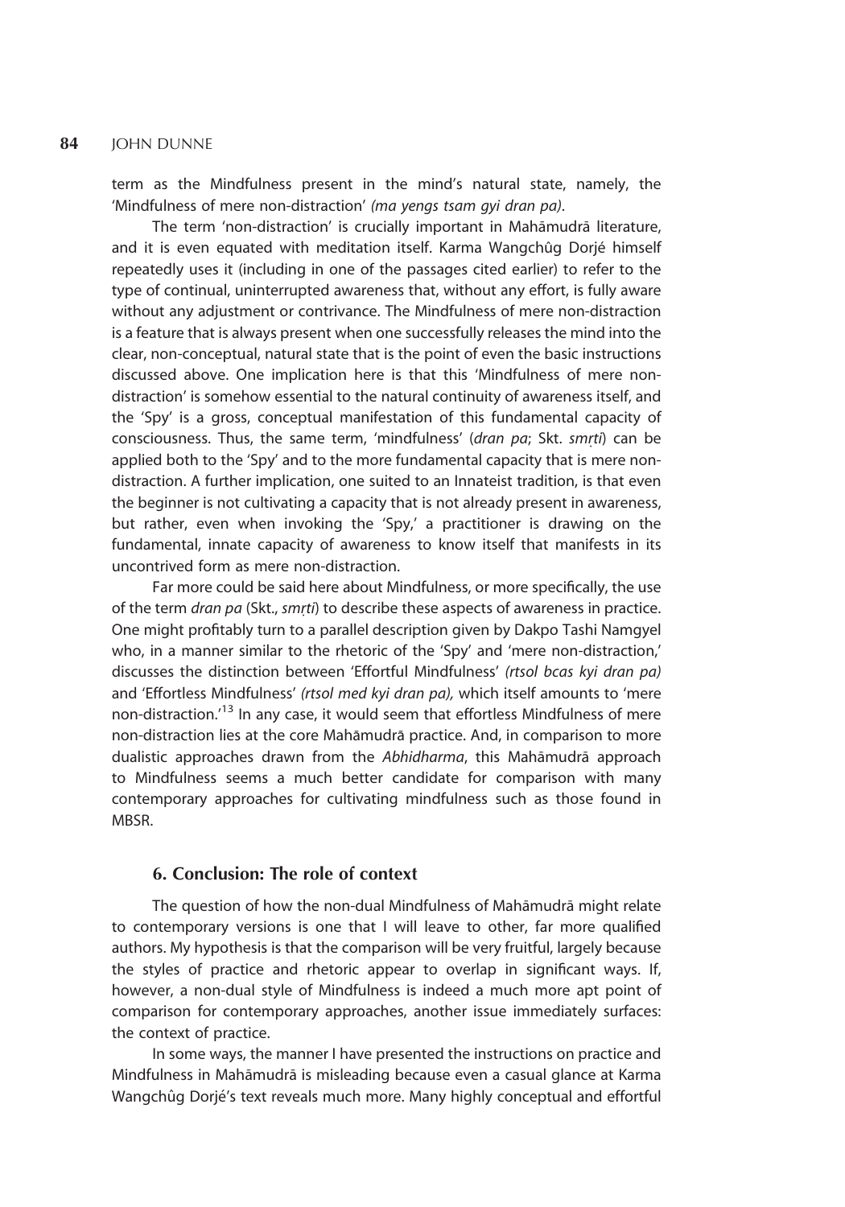term as the Mindfulness present in the mind's natural state, namely, the 'Mindfulness of mere non-distraction' *(ma yengs tsam gyi dran pa)*.

The term 'non-distraction' is crucially important in Mahāmudrā literature, and it is even equated with meditation itself. Karma Wangchûg Dorjé himself repeatedly uses it (including in one of the passages cited earlier) to refer to the type of continual, uninterrupted awareness that, without any effort, is fully aware without any adjustment or contrivance. The Mindfulness of mere non-distraction is a feature that is always present when one successfully releases the mind into the clear, non-conceptual, natural state that is the point of even the basic instructions discussed above. One implication here is that this 'Mindfulness of mere non-distraction' is somehow essential to the natural continuity of awareness itself, and the 'Spy' is a gross, conceptual manifestation of this fundamental capacity of consciousness. Thus, the same term, 'mindfulness' (*dran pa*; Skt. *smṛti*) can be applied both to the 'Spy' and to the more fundamental capacity that is mere non-distraction. A further implication, one suited to an Innateist tradition, is that even the beginner is not cultivating a capacity that is not already present in awareness, but rather, even when invoking the 'Spy,' a practitioner is drawing on the fundamental, innate capacity of awareness to know itself that manifests in its uncontrived form as mere non-distraction.

Far more could be said here about Mindfulness, or more specifically, the use of the term *dran pa* (Skt., *smṛti*) to describe these aspects of awareness in practice. One might profitably turn to a parallel description given by Dakpo Tashi Namgyel who, in a manner similar to the rhetoric of the 'Spy' and 'mere non-distraction,' discusses the distinction between 'Effortful Mindfulness' *(rtsol bcas kyi dran pa)* and 'Effortless Mindfulness' *(rtsol med kyi dran pa),* which itself amounts to 'mere non-distraction.'[13] In any case, it would seem that effortless Mindfulness of mere non-distraction lies at the core Mahāmudrā practice. And, in comparison to more dualistic approaches drawn from the *Abhidharma*, this Mahāmudrā approach to Mindfulness seems a much better candidate for comparison with many contemporary approaches for cultivating mindfulness such as those found in MBSR.

## 6. Conclusion: The role of context

The question of how the non-dual Mindfulness of Mahāmudrā might relate to contemporary versions is one that I will leave to other, far more qualified authors. My hypothesis is that the comparison will be very fruitful, largely because the styles of practice and rhetoric appear to overlap in significant ways. If, however, a non-dual style of Mindfulness is indeed a much more apt point of comparison for contemporary approaches, another issue immediately surfaces: the context of practice.

In some ways, the manner I have presented the instructions on practice and Mindfulness in Mahāmudrā is misleading because even a casual glance at Karma Wangchûg Dorjé's text reveals much more. Many highly conceptual and effortful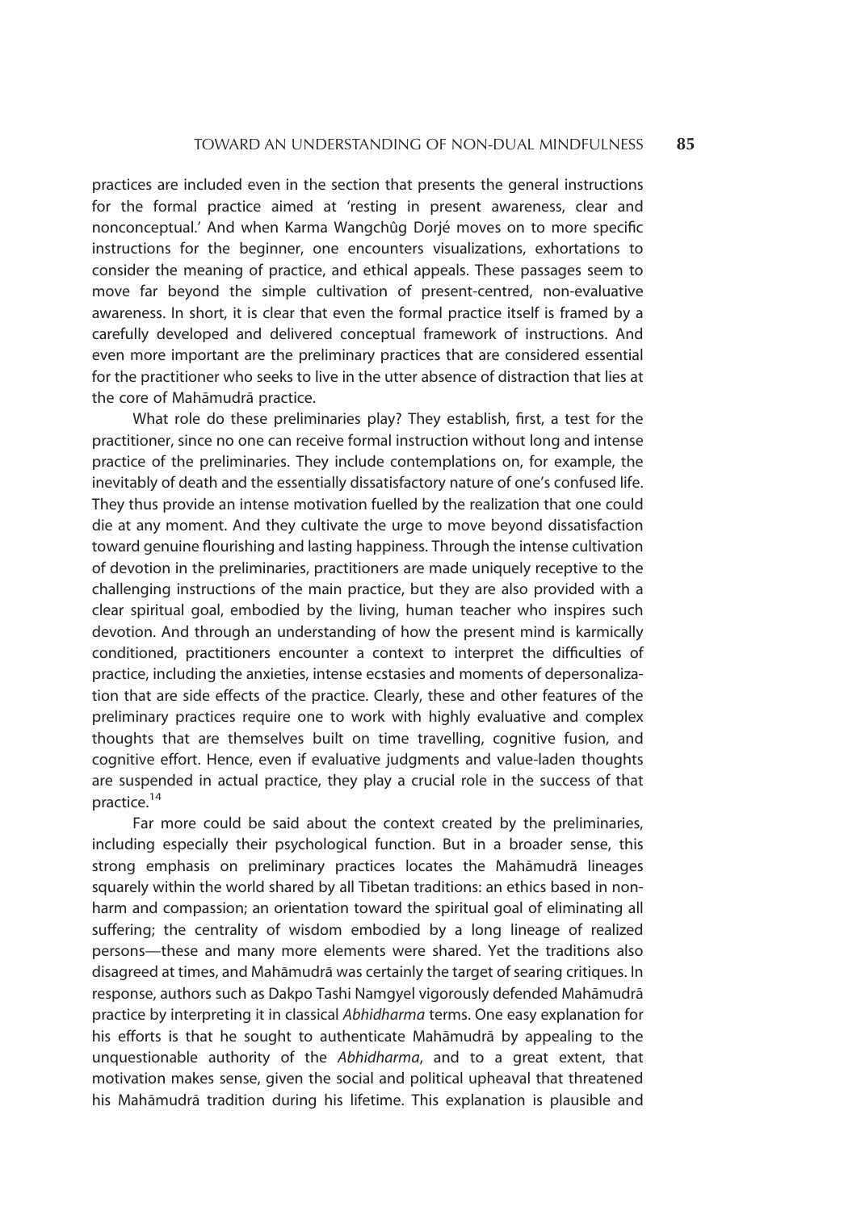practices are included even in the section that presents the general instructions for the formal practice aimed at 'resting in present awareness, clear and nonconceptual.' And when Karma Wangchûg Dorjé moves on to more specific instructions for the beginner, one encounters visualizations, exhortations to consider the meaning of practice, and ethical appeals. These passages seem to move far beyond the simple cultivation of present-centred, non-evaluative awareness. In short, it is clear that even the formal practice itself is framed by a carefully developed and delivered conceptual framework of instructions. And even more important are the preliminary practices that are considered essential for the practitioner who seeks to live in the utter absence of distraction that lies at the core of Mahāmudrā practice.

What role do these preliminaries play? They establish, first, a test for the practitioner, since no one can receive formal instruction without long and intense practice of the preliminaries. They include contemplations on, for example, the inevitably of death and the essentially dissatisfactory nature of one's confused life. They thus provide an intense motivation fuelled by the realization that one could die at any moment. And they cultivate the urge to move beyond dissatisfaction toward genuine flourishing and lasting happiness. Through the intense cultivation of devotion in the preliminaries, practitioners are made uniquely receptive to the challenging instructions of the main practice, but they are also provided with a clear spiritual goal, embodied by the living, human teacher who inspires such devotion. And through an understanding of how the present mind is karmically conditioned, practitioners encounter a context to interpret the difficulties of practice, including the anxieties, intense ecstasies and moments of depersonalization that are side effects of the practice. Clearly, these and other features of the preliminary practices require one to work with highly evaluative and complex thoughts that are themselves built on time travelling, cognitive fusion, and cognitive effort. Hence, even if evaluative judgments and value-laden thoughts are suspended in actual practice, they play a crucial role in the success of that practice.[14]

Far more could be said about the context created by the preliminaries, including especially their psychological function. But in a broader sense, this strong emphasis on preliminary practices locates the Mahāmudrā lineages squarely within the world shared by all Tibetan traditions: an ethics based in non-harm and compassion; an orientation toward the spiritual goal of eliminating all suffering; the centrality of wisdom embodied by a long lineage of realized persons—these and many more elements were shared. Yet the traditions also disagreed at times, and Mahāmudrā was certainly the target of searing critiques. In response, authors such as Dakpo Tashi Namgyel vigorously defended Mahāmudrā practice by interpreting it in classical *Abhidharma* terms. One easy explanation for his efforts is that he sought to authenticate Mahāmudrā by appealing to the unquestionable authority of the *Abhidharma*, and to a great extent, that motivation makes sense, given the social and political upheaval that threatened his Mahāmudrā tradition during his lifetime. This explanation is plausible and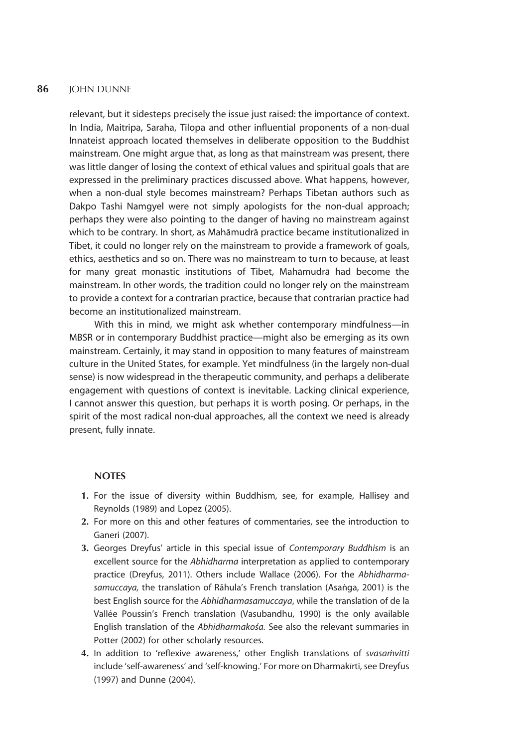relevant, but it sidesteps precisely the issue just raised: the importance of context. In India, Maitripa, Saraha, Tilopa and other influential proponents of a non-dual Innateist approach located themselves in deliberate opposition to the Buddhist mainstream. One might argue that, as long as that mainstream was present, there was little danger of losing the context of ethical values and spiritual goals that are expressed in the preliminary practices discussed above. What happens, however, when a non-dual style becomes mainstream? Perhaps Tibetan authors such as Dakpo Tashi Namgyel were not simply apologists for the non-dual approach; perhaps they were also pointing to the danger of having no mainstream against which to be contrary. In short, as Mahāmudrā practice became institutionalized in Tibet, it could no longer rely on the mainstream to provide a framework of goals, ethics, aesthetics and so on. There was no mainstream to turn to because, at least for many great monastic institutions of Tibet, Mahāmudrā had become the mainstream. In other words, the tradition could no longer rely on the mainstream to provide a context for a contrarian practice, because that contrarian practice had become an institutionalized mainstream.

With this in mind, we might ask whether contemporary mindfulness—in MBSR or in contemporary Buddhist practice—might also be emerging as its own mainstream. Certainly, it may stand in opposition to many features of mainstream culture in the United States, for example. Yet mindfulness (in the largely non-dual sense) is now widespread in the therapeutic community, and perhaps a deliberate engagement with questions of context is inevitable. Lacking clinical experience, I cannot answer this question, but perhaps it is worth posing. Or perhaps, in the spirit of the most radical non-dual approaches, all the context we need is already present, fully innate.

## NOTES

1. For the issue of diversity within Buddhism, see, for example, Hallisey and Reynolds (1989) and Lopez (2005).
2. For more on this and other features of commentaries, see the introduction to Ganeri (2007).
3. Georges Dreyfus' article in this special issue of *Contemporary Buddhism* is an excellent source for the *Abhidharma* interpretation as applied to contemporary practice (Dreyfus, 2011). Others include Wallace (2006). For the *Abhidharma-samuccaya,* the translation of Rāhula's French translation (Asaṅga, 2001) is the best English source for the *Abhidharmasamuccaya*, while the translation of de la Vallée Poussin's French translation (Vasubandhu, 1990) is the only available English translation of the *Abhidharmakośa.* See also the relevant summaries in Potter (2002) for other scholarly resources.
4. In addition to 'reflexive awareness,' other English translations of *svasaṁvitti* include 'self-awareness' and 'self-knowing.' For more on Dharmakīrti, see Dreyfus (1997) and Dunne (2004).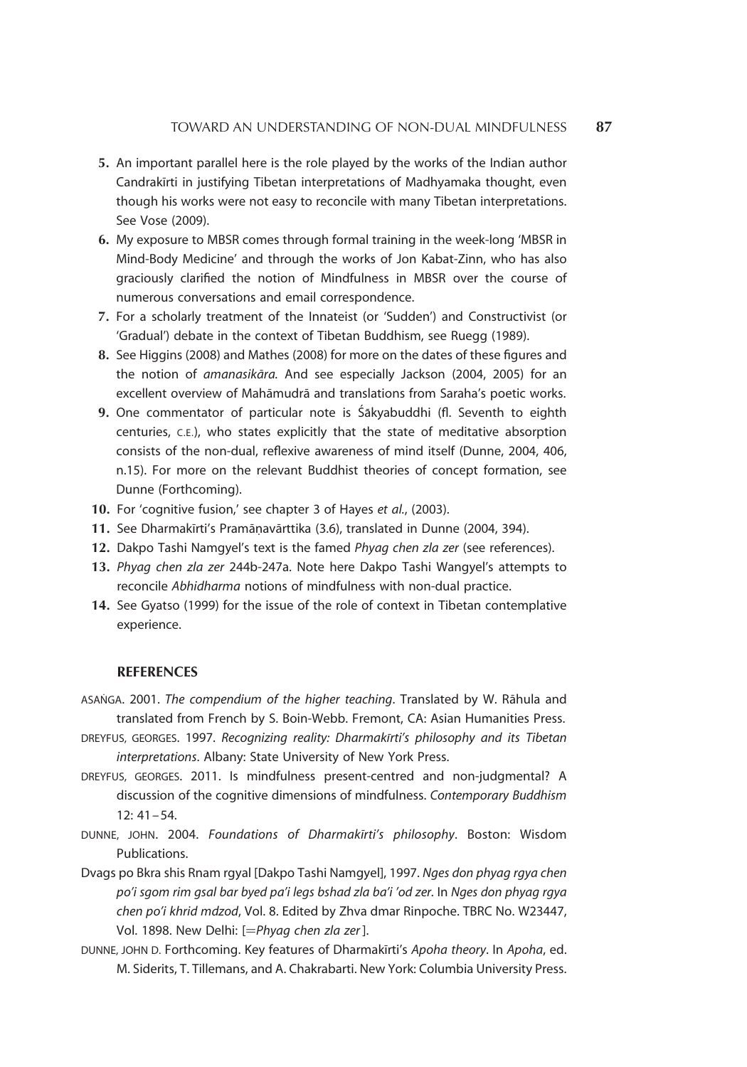5. An important parallel here is the role played by the works of the Indian author Candrakīrti in justifying Tibetan interpretations of Madhyamaka thought, even though his works were not easy to reconcile with many Tibetan interpretations. See Vose (2009).
6. My exposure to MBSR comes through formal training in the week-long 'MBSR in Mind-Body Medicine' and through the works of Jon Kabat-Zinn, who has also graciously clarified the notion of Mindfulness in MBSR over the course of numerous conversations and email correspondence.
7. For a scholarly treatment of the Innateist (or 'Sudden') and Constructivist (or 'Gradual') debate in the context of Tibetan Buddhism, see Ruegg (1989).
8. See Higgins (2008) and Mathes (2008) for more on the dates of these figures and the notion of *amanasikāra.* And see especially Jackson (2004, 2005) for an excellent overview of Mahāmudrā and translations from Saraha's poetic works.
9. One commentator of particular note is Śākyabuddhi (fl. Seventh to eighth centuries, C.E.), who states explicitly that the state of meditative absorption consists of the non-dual, reflexive awareness of mind itself (Dunne, 2004, 406, n.15). For more on the relevant Buddhist theories of concept formation, see Dunne (Forthcoming).
10. For 'cognitive fusion,' see chapter 3 of Hayes *et al.*, (2003).
11. See Dharmakīrti's Pramāṇavārttika (3.6), translated in Dunne (2004, 394).
12. Dakpo Tashi Namgyel's text is the famed *Phyag chen zla zer* (see references).
13. *Phyag chen zla zer* 244b-247a. Note here Dakpo Tashi Wangyel's attempts to reconcile *Abhidharma* notions of mindfulness with non-dual practice.
14. See Gyatso (1999) for the issue of the role of context in Tibetan contemplative experience.

## REFERENCES

ASAṄGA. 2001. *The compendium of the higher teaching*. Translated by W. Rāhula and translated from French by S. Boin-Webb. Fremont, CA: Asian Humanities Press.

DREYFUS, GEORGES. 1997. *Recognizing reality: Dharmakīrti's philosophy and its Tibetan interpretations*. Albany: State University of New York Press.

DREYFUS, GEORGES. 2011. Is mindfulness present-centred and non-judgmental? A discussion of the cognitive dimensions of mindfulness. *Contemporary Buddhism* 12: 41–54.

DUNNE, JOHN. 2004. *Foundations of Dharmakīrti's philosophy*. Boston: Wisdom Publications.

Dvags po Bkra shis Rnam rgyal [Dakpo Tashi Namgyel], 1997. *Nges don phyag rgya chen po'i sgom rim gsal bar byed pa'i legs bshad zla ba'i 'od zer*. In *Nges don phyag rgya chen po'i khrid mdzod*, Vol. 8. Edited by Zhva dmar Rinpoche. TBRC No. W23447, Vol. 1898. New Delhi: [=*Phyag chen zla zer*].

DUNNE, JOHN D. Forthcoming. Key features of Dharmakīrti's *Apoha theory*. In *Apoha*, ed. M. Siderits, T. Tillemans, and A. Chakrabarti. New York: Columbia University Press.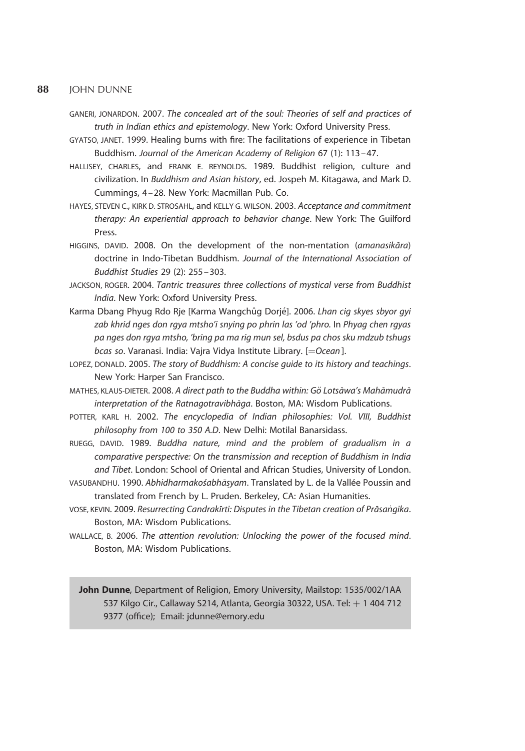GANERI, JONARDON. 2007. *The concealed art of the soul: Theories of self and practices of truth in Indian ethics and epistemology*. New York: Oxford University Press.

GYATSO, JANET. 1999. Healing burns with fire: The facilitations of experience in Tibetan Buddhism. *Journal of the American Academy of Religion* 67 (1): 113–47.

HALLISEY, CHARLES, and FRANK E. REYNOLDS. 1989. Buddhist religion, culture and civilization. In *Buddhism and Asian history*, ed. Jospeh M. Kitagawa, and Mark D. Cummings, 4–28. New York: Macmillan Pub. Co.

HAYES, STEVEN C., KIRK D. STROSAHL, and KELLY G. WILSON. 2003. *Acceptance and commitment therapy: An experiential approach to behavior change*. New York: The Guilford Press.

HIGGINS, DAVID. 2008. On the development of the non-mentation (*amanasikāra*) doctrine in Indo-Tibetan Buddhism. *Journal of the International Association of Buddhist Studies* 29 (2): 255–303.

JACKSON, ROGER. 2004. *Tantric treasures three collections of mystical verse from Buddhist India*. New York: Oxford University Press.

Karma Dbang Phyug Rdo Rje [Karma Wangchûg Dorjé]. 2006. *Lhan cig skyes sbyor gyi zab khrid nges don rgya mtsho'i snying po phrin las 'od 'phro.* In *Phyag chen rgyas pa nges don rgya mtsho, 'bring pa ma rig mun sel, bsdus pa chos sku mdzub tshugs bcas so*. Varanasi. India: Vajra Vidya Institute Library. [=*Ocean*].

LOPEZ, DONALD. 2005. *The story of Buddhism: A concise guide to its history and teachings*. New York: Harper San Francisco.

MATHES, KLAUS-DIETER. 2008. *A direct path to the Buddha within: Gö Lotsāwa's Mahāmudrā interpretation of the Ratnagotravibhāga*. Boston, MA: Wisdom Publications.

POTTER, KARL H. 2002. *The encyclopedia of Indian philosophies: Vol. VIII, Buddhist philosophy from 100 to 350 A.D*. New Delhi: Motilal Banarsidass.

RUEGG, DAVID. 1989. *Buddha nature, mind and the problem of gradualism in a comparative perspective: On the transmission and reception of Buddhism in India and Tibet*. London: School of Oriental and African Studies, University of London.

VASUBANDHU. 1990. *Abhidharmakośabhāṣyam*. Translated by L. de la Vallée Poussin and translated from French by L. Pruden. Berkeley, CA: Asian Humanities.

VOSE, KEVIN. 2009. *Resurrecting Candrakīrti: Disputes in the Tibetan creation of Prāsaṅgika*. Boston, MA: Wisdom Publications.

WALLACE, B. 2006. *The attention revolution: Unlocking the power of the focused mind*. Boston, MA: Wisdom Publications.

**John Dunne**, Department of Religion, Emory University, Mailstop: 1535/002/1AA 537 Kilgo Cir., Callaway S214, Atlanta, Georgia 30322, USA. Tel: + 1 404 712 9377 (office); Email: jdunne@emory.edu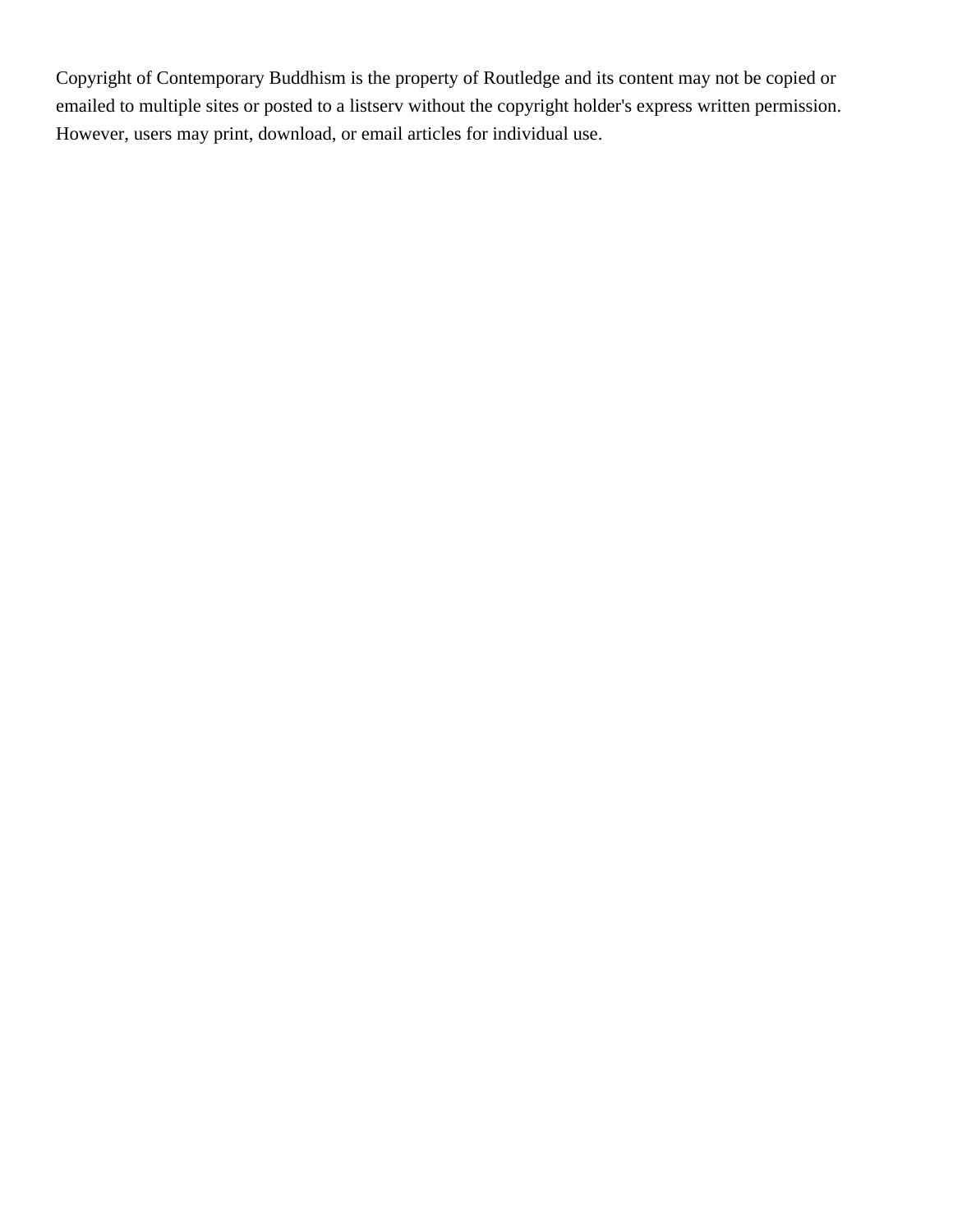Copyright of Contemporary Buddhism is the property of Routledge and its content may not be copied or emailed to multiple sites or posted to a listserv without the copyright holder's express written permission. However, users may print, download, or email articles for individual use.